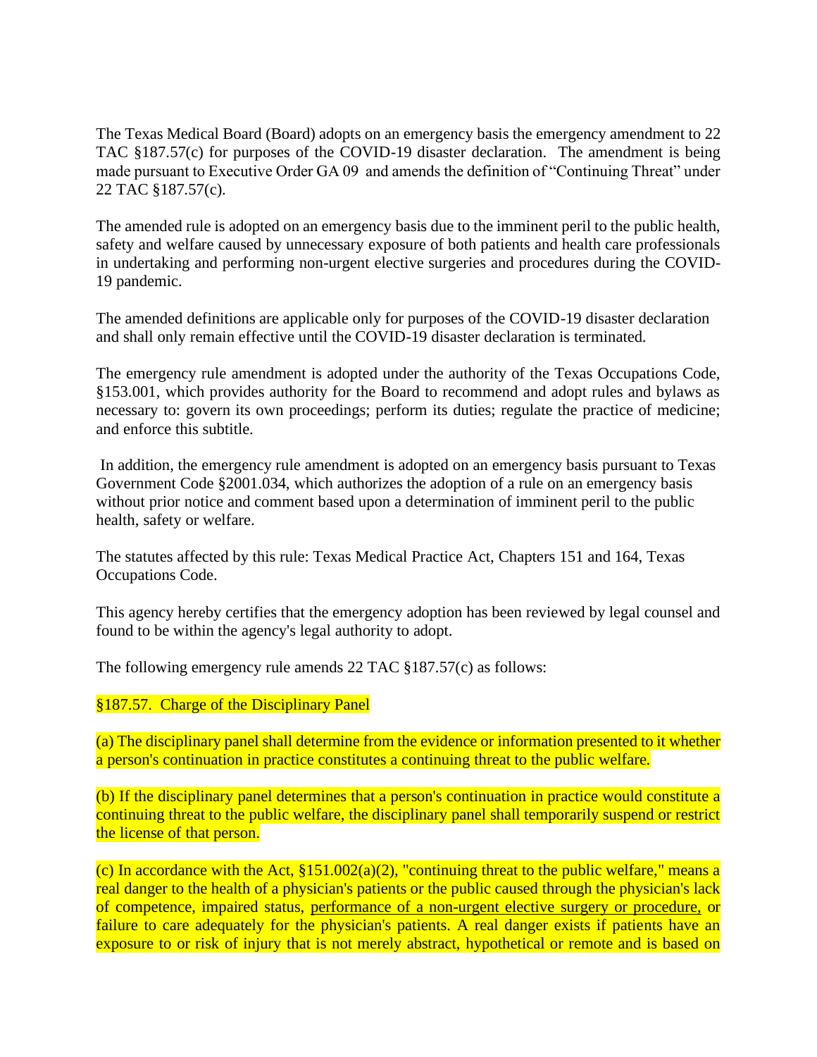The Texas Medical Board (Board) adopts on an emergency basis the emergency amendment to 22 TAC §187.57(c) for purposes of the COVID-19 disaster declaration. The amendment is being made pursuant to Executive Order GA 09 and amends the definition of "Continuing Threat" under 22 TAC §187.57(c).

The amended rule is adopted on an emergency basis due to the imminent peril to the public health, safety and welfare caused by unnecessary exposure of both patients and health care professionals in undertaking and performing non-urgent elective surgeries and procedures during the COVID-19 pandemic.

The amended definitions are applicable only for purposes of the COVID-19 disaster declaration and shall only remain effective until the COVID-19 disaster declaration is terminated.

The emergency rule amendment is adopted under the authority of the Texas Occupations Code, §153.001, which provides authority for the Board to recommend and adopt rules and bylaws as necessary to: govern its own proceedings; perform its duties; regulate the practice of medicine; and enforce this subtitle.

In addition, the emergency rule amendment is adopted on an emergency basis pursuant to Texas Government Code §2001.034, which authorizes the adoption of a rule on an emergency basis without prior notice and comment based upon a determination of imminent peril to the public health, safety or welfare.

The statutes affected by this rule: Texas Medical Practice Act, Chapters 151 and 164, Texas Occupations Code.

This agency hereby certifies that the emergency adoption has been reviewed by legal counsel and found to be within the agency's legal authority to adopt.

The following emergency rule amends 22 TAC §187.57(c) as follows:

§187.57. Charge of the Disciplinary Panel

(a) The disciplinary panel shall determine from the evidence or information presented to it whether a person's continuation in practice constitutes a continuing threat to the public welfare.

(b) If the disciplinary panel determines that a person's continuation in practice would constitute a continuing threat to the public welfare, the disciplinary panel shall temporarily suspend or restrict the license of that person.

(c) In accordance with the Act, §151.002(a)(2), "continuing threat to the public welfare," means a real danger to the health of a physician's patients or the public caused through the physician's lack of competence, impaired status, <u>performance of a non-urgent elective surgery or procedure,</u> or failure to care adequately for the physician's patients. A real danger exists if patients have an exposure to or risk of injury that is not merely abstract, hypothetical or remote and is based on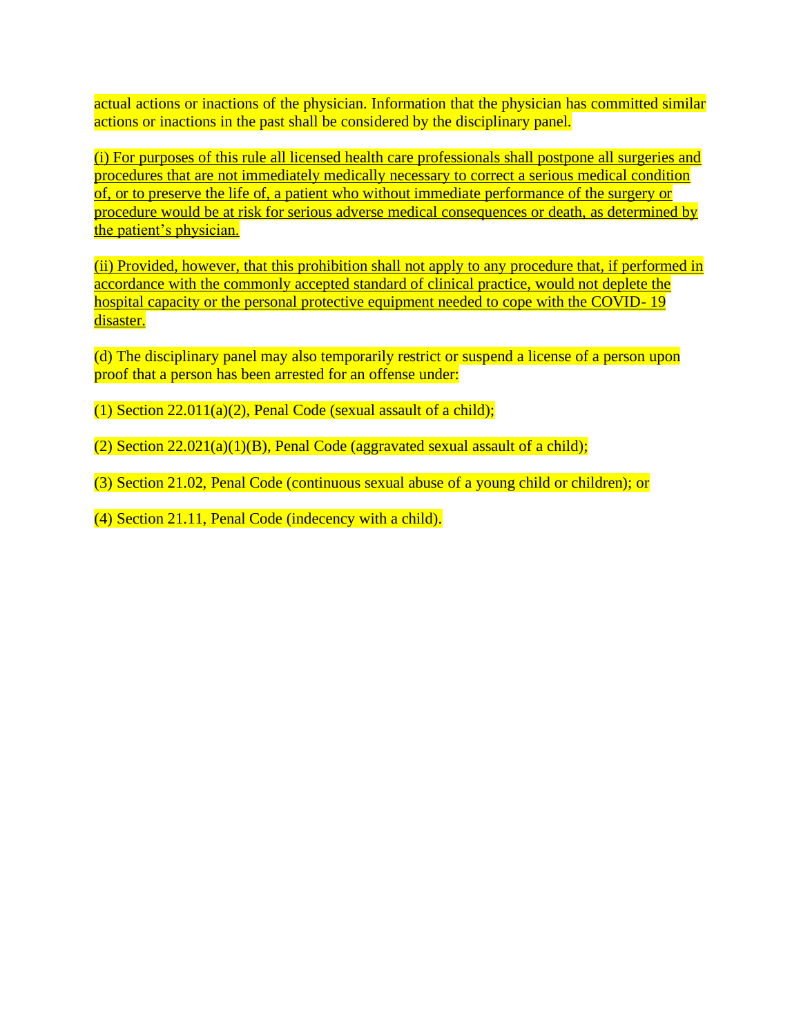actual actions or inactions of the physician. Information that the physician has committed similar actions or inactions in the past shall be considered by the disciplinary panel.

<u>(i) For purposes of this rule all licensed health care professionals shall postpone all surgeries and procedures that are not immediately medically necessary to correct a serious medical condition of, or to preserve the life of, a patient who without immediate performance of the surgery or procedure would be at risk for serious adverse medical consequences or death, as determined by the patient's physician.</u>

<u>(ii) Provided, however, that this prohibition shall not apply to any procedure that, if performed in accordance with the commonly accepted standard of clinical practice, would not deplete the hospital capacity or the personal protective equipment needed to cope with the COVID- 19 disaster.</u>

(d) The disciplinary panel may also temporarily restrict or suspend a license of a person upon proof that a person has been arrested for an offense under:

(1) Section 22.011(a)(2), Penal Code (sexual assault of a child);

(2) Section 22.021(a)(1)(B), Penal Code (aggravated sexual assault of a child);

(3) Section 21.02, Penal Code (continuous sexual abuse of a young child or children); or

(4) Section 21.11, Penal Code (indecency with a child).